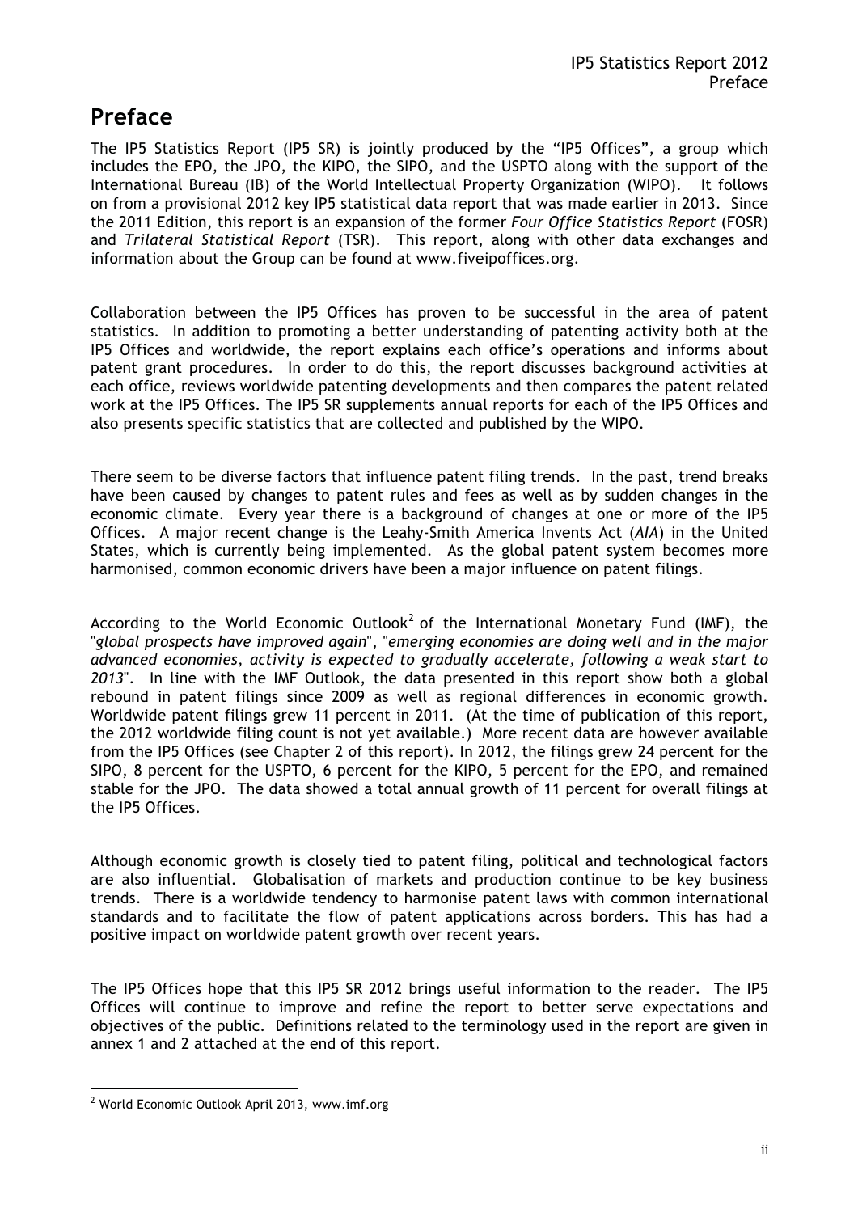# Preface

The IP5 Statistics Report (IP5 SR) is jointly produced by the "IP5 Offices", a group which includes the EPO, the JPO, the KIPO, the SIPO, and the USPTO along with the support of the International Bureau (IB) of the World Intellectual Property Organization (WIPO). It follows on from a provisional 2012 key IP5 statistical data report that was made earlier in 2013. Since the 2011 Edition, this report is an expansion of the former *Four Office Statistics Report* (FOSR) and *Trilateral Statistical Report* (TSR). This report, along with other data exchanges and information about the Group can be found at www.fiveipoffices.org.

Collaboration between the IP5 Offices has proven to be successful in the area of patent statistics. In addition to promoting a better understanding of patenting activity both at the IP5 Offices and worldwide, the report explains each office's operations and informs about patent grant procedures. In order to do this, the report discusses background activities at each office, reviews worldwide patenting developments and then compares the patent related work at the IP5 Offices. The IP5 SR supplements annual reports for each of the IP5 Offices and also presents specific statistics that are collected and published by the WIPO.

There seem to be diverse factors that influence patent filing trends. In the past, trend breaks have been caused by changes to patent rules and fees as well as by sudden changes in the economic climate. Every year there is a background of changes at one or more of the IP5 Offices. A major recent change is the Leahy-Smith America Invents Act (*AIA*) in the United States, which is currently being implemented. As the global patent system becomes more harmonised, common economic drivers have been a major influence on patent filings.

According to the World Economic Outlook[2] of the International Monetary Fund (IMF), the "*global prospects have improved again*", "*emerging economies are doing well and in the major advanced economies, activity is expected to gradually accelerate, following a weak start to 2013*". In line with the IMF Outlook, the data presented in this report show both a global rebound in patent filings since 2009 as well as regional differences in economic growth. Worldwide patent filings grew 11 percent in 2011. (At the time of publication of this report, the 2012 worldwide filing count is not yet available.) More recent data are however available from the IP5 Offices (see Chapter 2 of this report). In 2012, the filings grew 24 percent for the SIPO, 8 percent for the USPTO, 6 percent for the KIPO, 5 percent for the EPO, and remained stable for the JPO. The data showed a total annual growth of 11 percent for overall filings at the IP5 Offices.

Although economic growth is closely tied to patent filing, political and technological factors are also influential. Globalisation of markets and production continue to be key business trends. There is a worldwide tendency to harmonise patent laws with common international standards and to facilitate the flow of patent applications across borders. This has had a positive impact on worldwide patent growth over recent years.

The IP5 Offices hope that this IP5 SR 2012 brings useful information to the reader. The IP5 Offices will continue to improve and refine the report to better serve expectations and objectives of the public. Definitions related to the terminology used in the report are given in annex 1 and 2 attached at the end of this report.

[2] World Economic Outlook April 2013, www.imf.org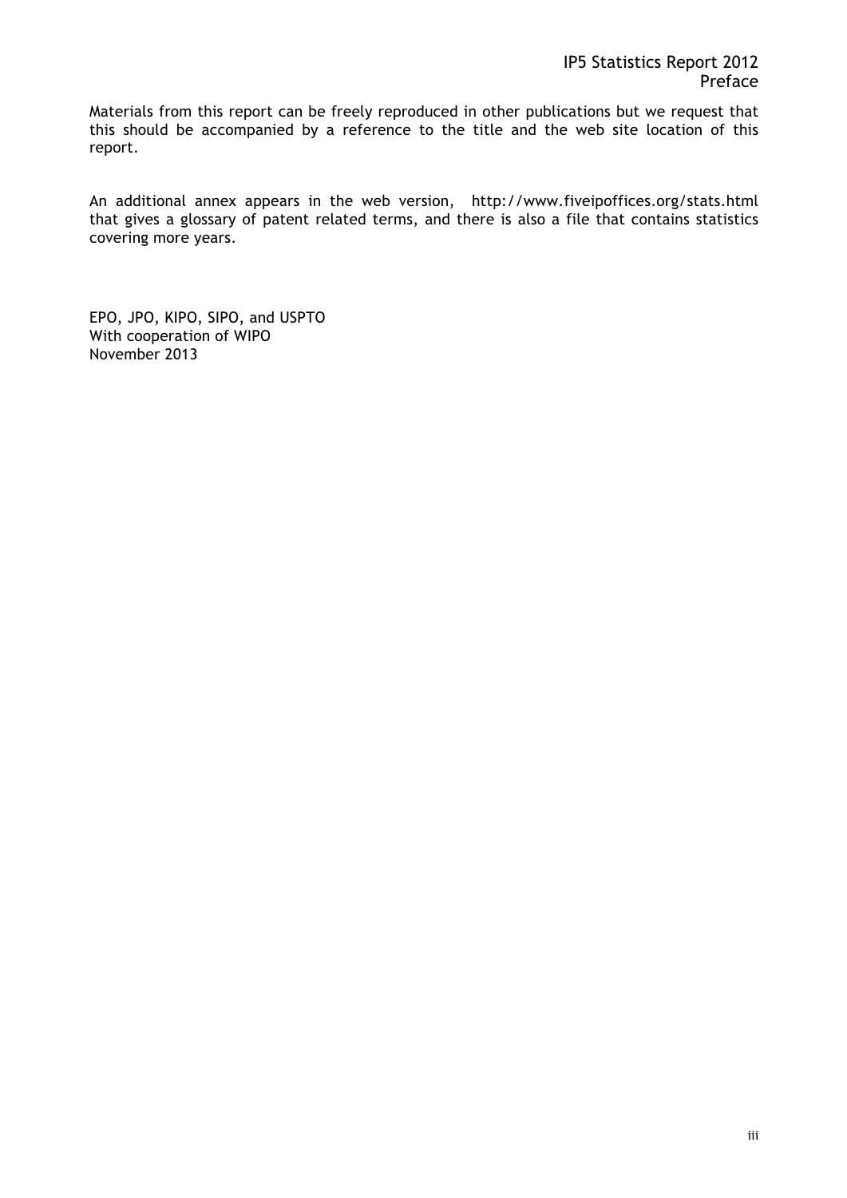Materials from this report can be freely reproduced in other publications but we request that this should be accompanied by a reference to the title and the web site location of this report.

An additional annex appears in the web version, http://www.fiveipoffices.org/stats.html that gives a glossary of patent related terms, and there is also a file that contains statistics covering more years.

EPO, JPO, KIPO, SIPO, and USPTO
With cooperation of WIPO
November 2013